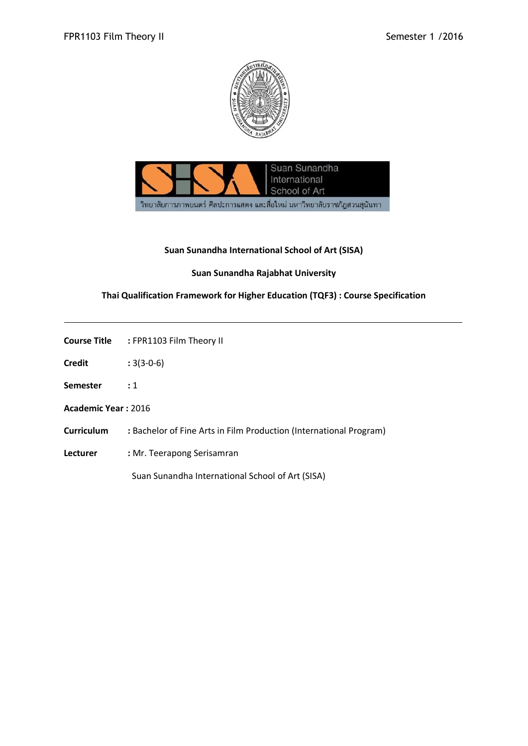Suan Sunandha International School of Art

วิทยาลัยการภาพยนตร์ ศิลปะการแสดง และสื่อใหม่ มหาวิทยาลัยราชภัฏสวนสุนันทา

**Suan Sunandha International School of Art (SISA)**

**Suan Sunandha Rajabhat University**

**Thai Qualification Framework for Higher Education (TQF3) : Course Specification**

---

**Course Title** : FPR1103 Film Theory II

**Credit** : 3(3-0-6)

**Semester** : 1

**Academic Year :** 2016

**Curriculum** : Bachelor of Fine Arts in Film Production (International Program)

**Lecturer** : Mr. Teerapong Serisamran

Suan Sunandha International School of Art (SISA)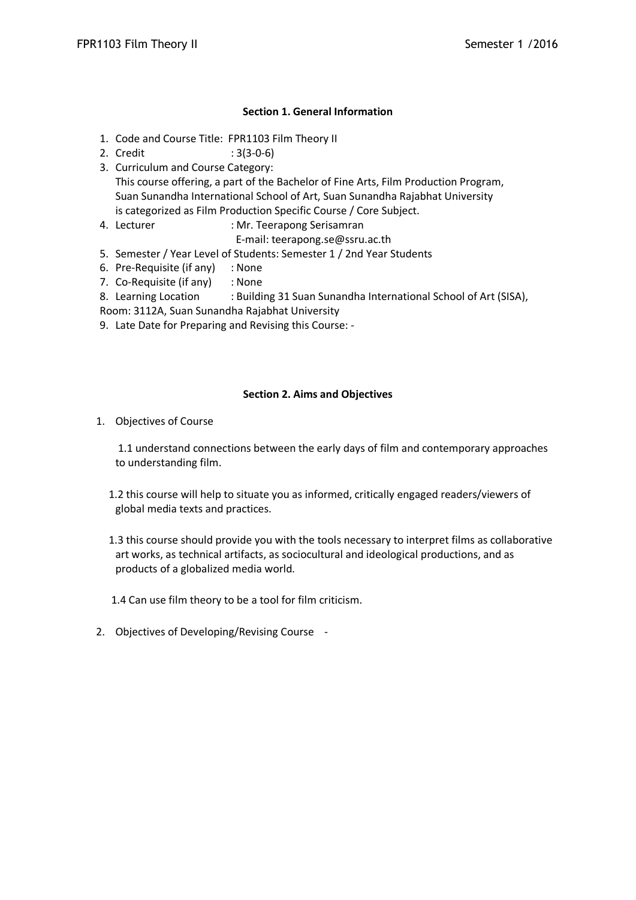### Section 1. General Information

1. Code and Course Title: FPR1103 Film Theory II
2. Credit : 3(3-0-6)
3. Curriculum and Course Category:
   This course offering, a part of the Bachelor of Fine Arts, Film Production Program, Suan Sunandha International School of Art, Suan Sunandha Rajabhat University is categorized as Film Production Specific Course / Core Subject.
4. Lecturer : Mr. Teerapong Serisamran
   E-mail: teerapong.se@ssru.ac.th
5. Semester / Year Level of Students: Semester 1 / 2nd Year Students
6. Pre-Requisite (if any) : None
7. Co-Requisite (if any) : None
8. Learning Location : Building 31 Suan Sunandha International School of Art (SISA), Room: 3112A, Suan Sunandha Rajabhat University
9. Late Date for Preparing and Revising this Course: -

### Section 2. Aims and Objectives

1. Objectives of Course

   1.1 understand connections between the early days of film and contemporary approaches to understanding film.

   1.2 this course will help to situate you as informed, critically engaged readers/viewers of global media texts and practices.

   1.3 this course should provide you with the tools necessary to interpret films as collaborative art works, as technical artifacts, as sociocultural and ideological productions, and as products of a globalized media world.

   1.4 Can use film theory to be a tool for film criticism.

2. Objectives of Developing/Revising Course -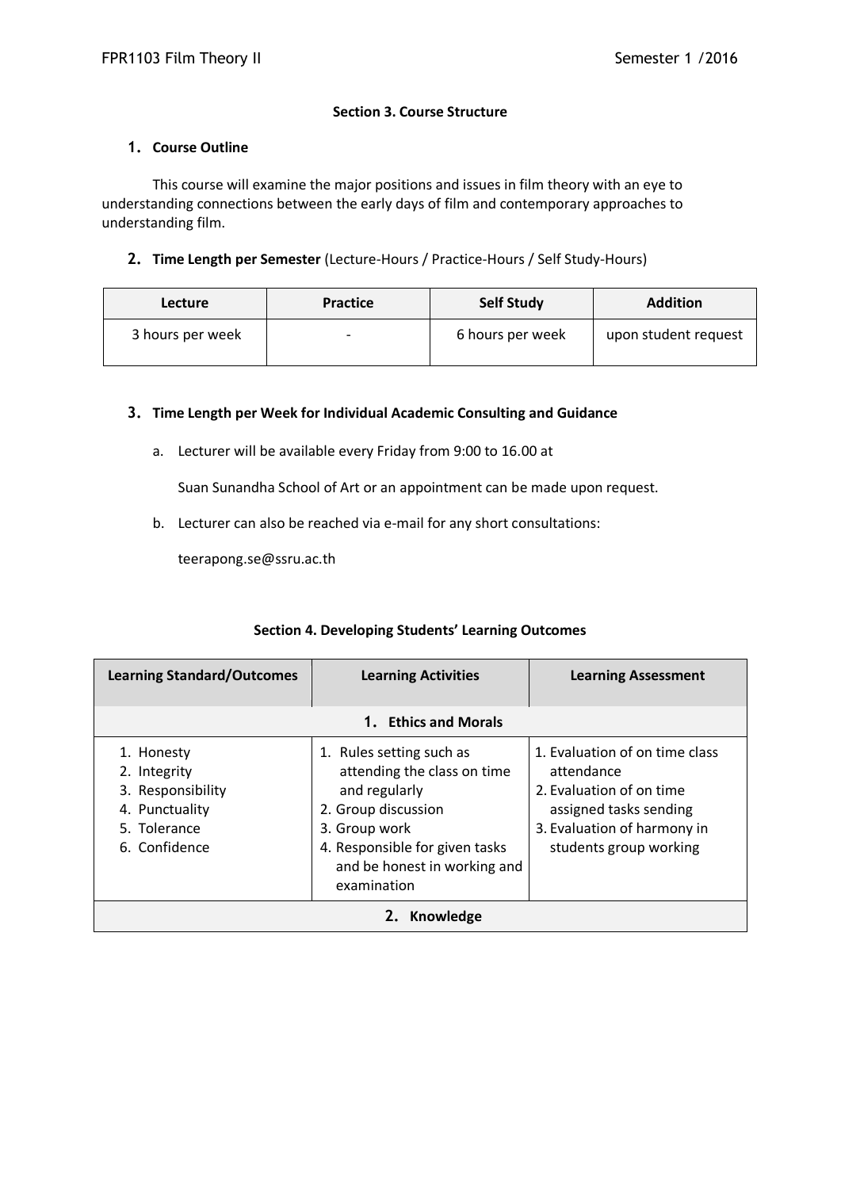## Section 3. Course Structure

### 1. Course Outline

This course will examine the major positions and issues in film theory with an eye to understanding connections between the early days of film and contemporary approaches to understanding film.

### 2. Time Length per Semester (Lecture-Hours / Practice-Hours / Self Study-Hours)

| Lecture | Practice | Self Study | Addition |
|---|---|---|---|
| 3 hours per week | - | 6 hours per week | upon student request |

### 3. Time Length per Week for Individual Academic Consulting and Guidance

a. Lecturer will be available every Friday from 9:00 to 16.00 at

   Suan Sunandha School of Art or an appointment can be made upon request.

b. Lecturer can also be reached via e-mail for any short consultations:

   teerapong.se@ssru.ac.th

## Section 4. Developing Students' Learning Outcomes

| Learning Standard/Outcomes | Learning Activities | Learning Assessment |
|---|---|---|
| **1. Ethics and Morals** | | |
| 1. Honesty<br>2. Integrity<br>3. Responsibility<br>4. Punctuality<br>5. Tolerance<br>6. Confidence | 1. Rules setting such as attending the class on time and regularly<br>2. Group discussion<br>3. Group work<br>4. Responsible for given tasks and be honest in working and examination | 1. Evaluation of on time class attendance<br>2. Evaluation of on time assigned tasks sending<br>3. Evaluation of harmony in students group working |
| **2. Knowledge** | | |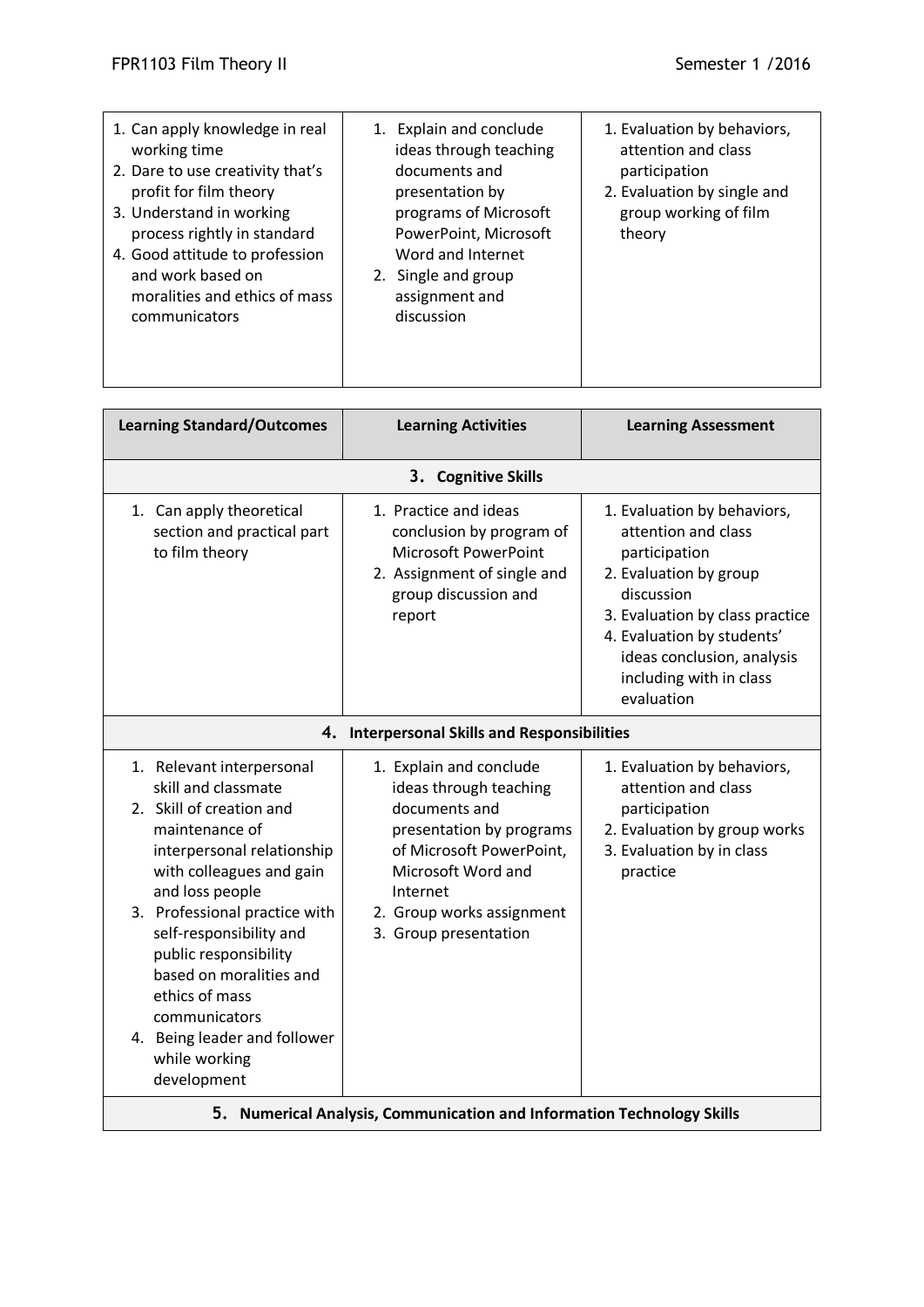| | | |
|---|---|---|
| 1. Can apply knowledge in real working time<br>2. Dare to use creativity that's profit for film theory<br>3. Understand in working process rightly in standard<br>4. Good attitude to profession and work based on moralities and ethics of mass communicators | 1. Explain and conclude ideas through teaching documents and presentation by programs of Microsoft PowerPoint, Microsoft Word and Internet<br>2. Single and group assignment and discussion | 1. Evaluation by behaviors, attention and class participation<br>2. Evaluation by single and group working of film theory |

| Learning Standard/Outcomes | Learning Activities | Learning Assessment |
|---|---|---|
| **3. Cognitive Skills** | | |
| 1. Can apply theoretical section and practical part to film theory | 1. Practice and ideas conclusion by program of Microsoft PowerPoint<br>2. Assignment of single and group discussion and report | 1. Evaluation by behaviors, attention and class participation<br>2. Evaluation by group discussion<br>3. Evaluation by class practice<br>4. Evaluation by students' ideas conclusion, analysis including with in class evaluation |
| **4. Interpersonal Skills and Responsibilities** | | |
| 1. Relevant interpersonal skill and classmate<br>2. Skill of creation and maintenance of interpersonal relationship with colleagues and gain and loss people<br>3. Professional practice with self-responsibility and public responsibility based on moralities and ethics of mass communicators<br>4. Being leader and follower while working development | 1. Explain and conclude ideas through teaching documents and presentation by programs of Microsoft PowerPoint, Microsoft Word and Internet<br>2. Group works assignment<br>3. Group presentation | 1. Evaluation by behaviors, attention and class participation<br>2. Evaluation by group works<br>3. Evaluation by in class practice |
| **5. Numerical Analysis, Communication and Information Technology Skills** | | |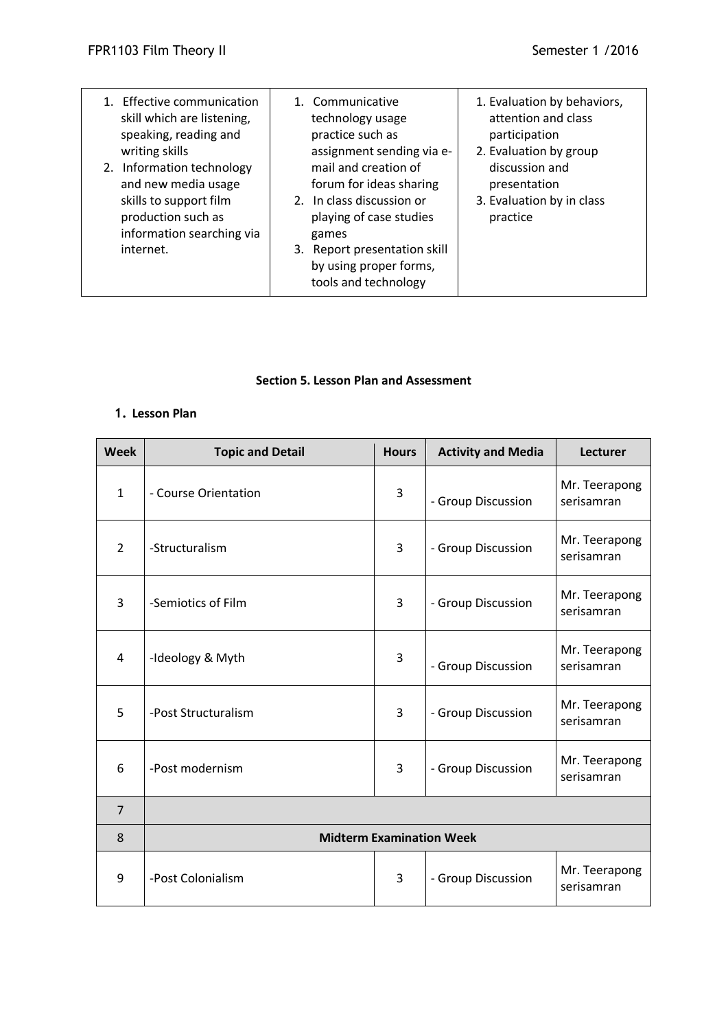| | | |
|---|---|---|
| 1. Effective communication skill which are listening, speaking, reading and writing skills<br>2. Information technology and new media usage skills to support film production such as information searching via internet. | 1. Communicative technology usage practice such as assignment sending via e-mail and creation of forum for ideas sharing<br>2. In class discussion or playing of case studies games<br>3. Report presentation skill by using proper forms, tools and technology | 1. Evaluation by behaviors, attention and class participation<br>2. Evaluation by group discussion and presentation<br>3. Evaluation by in class practice |

**Section 5. Lesson Plan and Assessment**

**1. Lesson Plan**

| Week | Topic and Detail | Hours | Activity and Media | Lecturer |
|---|---|---|---|---|
| 1 | - Course Orientation | 3 | - Group Discussion | Mr. Teerapong serisamran |
| 2 | -Structuralism | 3 | - Group Discussion | Mr. Teerapong serisamran |
| 3 | -Semiotics of Film | 3 | - Group Discussion | Mr. Teerapong serisamran |
| 4 | -Ideology & Myth | 3 | - Group Discussion | Mr. Teerapong serisamran |
| 5 | -Post Structuralism | 3 | - Group Discussion | Mr. Teerapong serisamran |
| 6 | -Post modernism | 3 | - Group Discussion | Mr. Teerapong serisamran |
| 7 | | | | |
| 8 | **Midterm Examination Week** | | | |
| 9 | -Post Colonialism | 3 | - Group Discussion | Mr. Teerapong serisamran |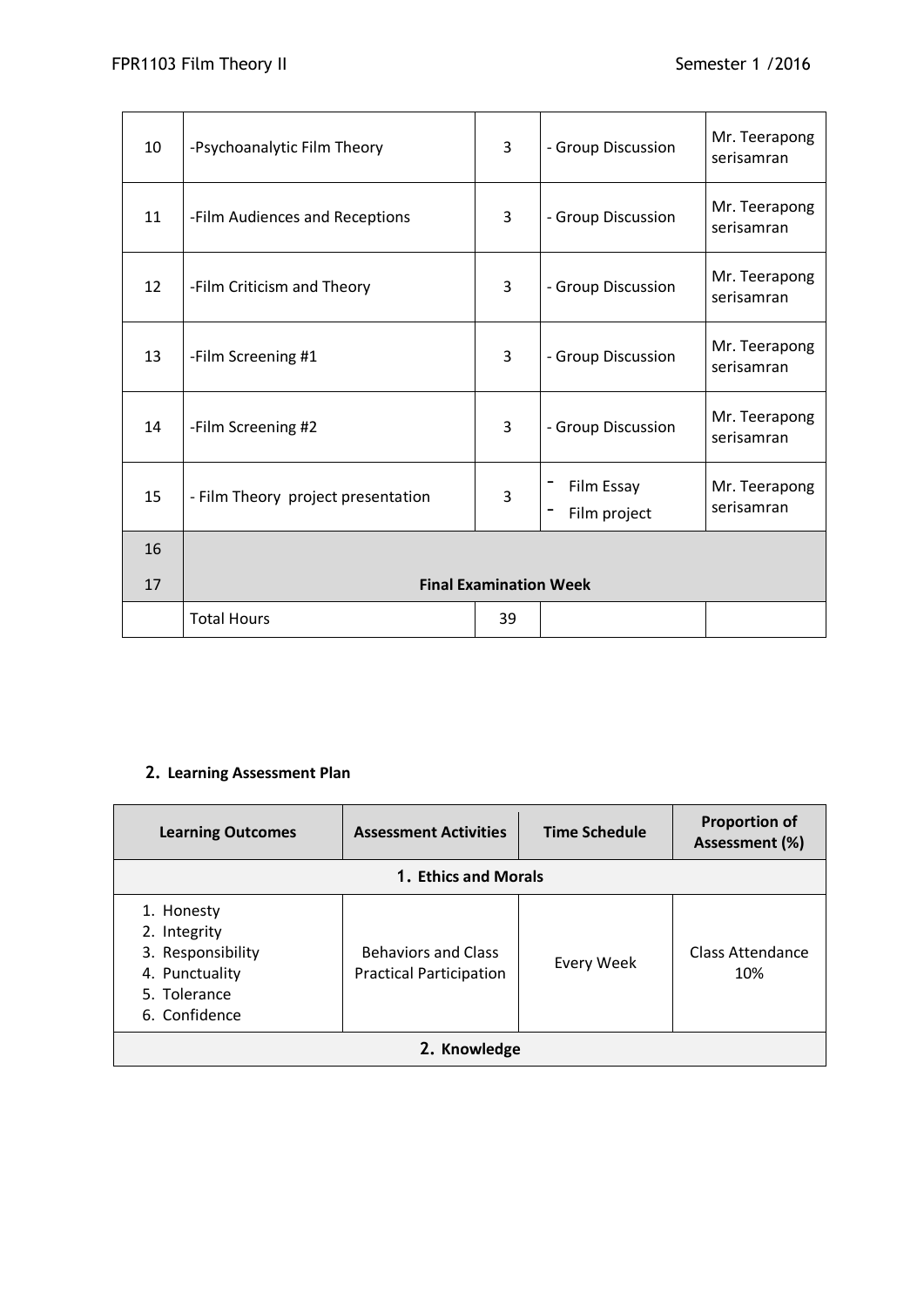| 10 | -Psychoanalytic Film Theory | 3 | - Group Discussion | Mr. Teerapong serisamran |
|---|---|---|---|---|
| 11 | -Film Audiences and Receptions | 3 | - Group Discussion | Mr. Teerapong serisamran |
| 12 | -Film Criticism and Theory | 3 | - Group Discussion | Mr. Teerapong serisamran |
| 13 | -Film Screening #1 | 3 | - Group Discussion | Mr. Teerapong serisamran |
| 14 | -Film Screening #2 | 3 | - Group Discussion | Mr. Teerapong serisamran |
| 15 | - Film Theory project presentation | 3 | - Film Essay<br>- Film project | Mr. Teerapong serisamran |
| 16<br>17 | **Final Examination Week** | | | |
| | Total Hours | 39 | | |

## 2. Learning Assessment Plan

| Learning Outcomes | Assessment Activities | Time Schedule | Proportion of Assessment (%) |
|---|---|---|---|
| **1. Ethics and Morals** | | | |
| 1. Honesty<br>2. Integrity<br>3. Responsibility<br>4. Punctuality<br>5. Tolerance<br>6. Confidence | Behaviors and Class Practical Participation | Every Week | Class Attendance 10% |
| **2. Knowledge** | | | |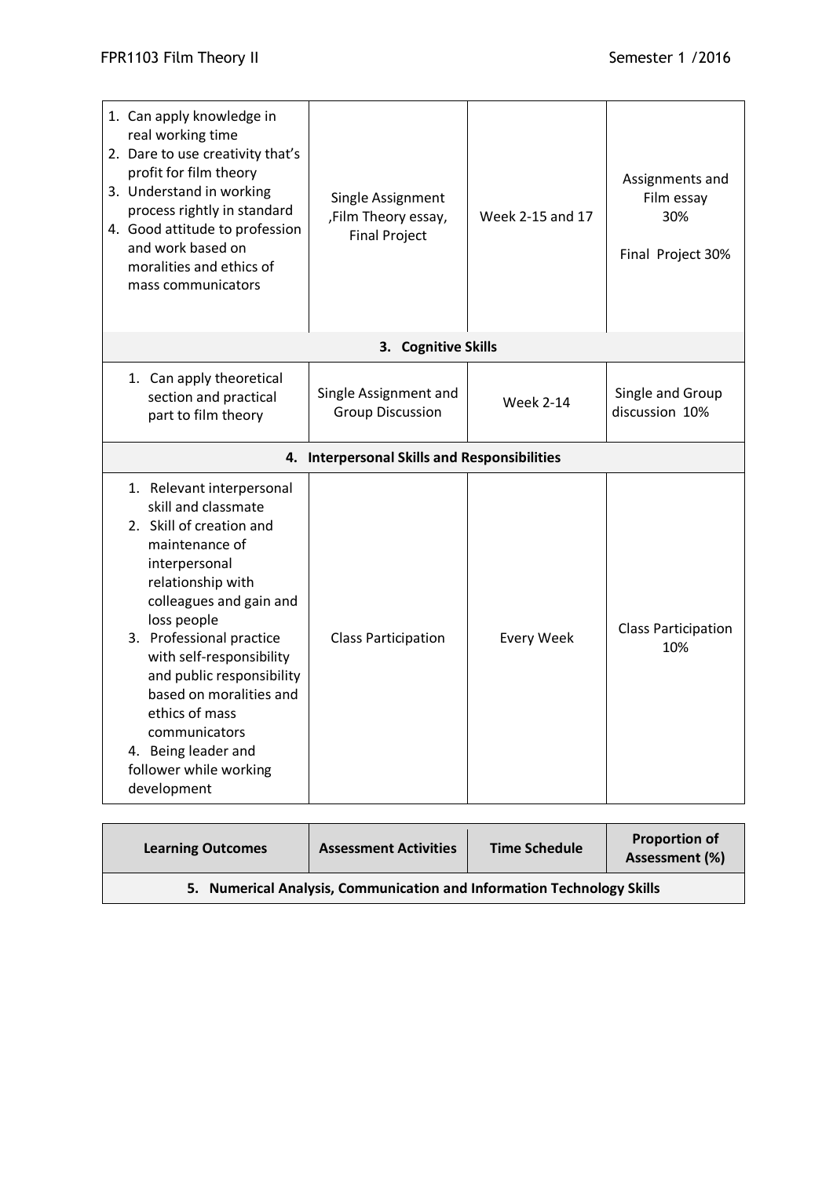| | | | |
|---|---|---|---|
| 1. Can apply knowledge in real working time<br>2. Dare to use creativity that's profit for film theory<br>3. Understand in working process rightly in standard<br>4. Good attitude to profession and work based on moralities and ethics of mass communicators | Single Assignment ,Film Theory essay, Final Project | Week 2-15 and 17 | Assignments and Film essay 30%<br><br>Final Project 30% |
| **3. Cognitive Skills** | | | |
| 1. Can apply theoretical section and practical part to film theory | Single Assignment and Group Discussion | Week 2-14 | Single and Group discussion 10% |
| **4. Interpersonal Skills and Responsibilities** | | | |
| 1. Relevant interpersonal skill and classmate<br>2. Skill of creation and maintenance of interpersonal relationship with colleagues and gain and loss people<br>3. Professional practice with self-responsibility and public responsibility based on moralities and ethics of mass communicators<br>4. Being leader and follower while working development | Class Participation | Every Week | Class Participation 10% |

| Learning Outcomes | Assessment Activities | Time Schedule | Proportion of Assessment (%) |
|---|---|---|---|
| **5. Numerical Analysis, Communication and Information Technology Skills** | | | |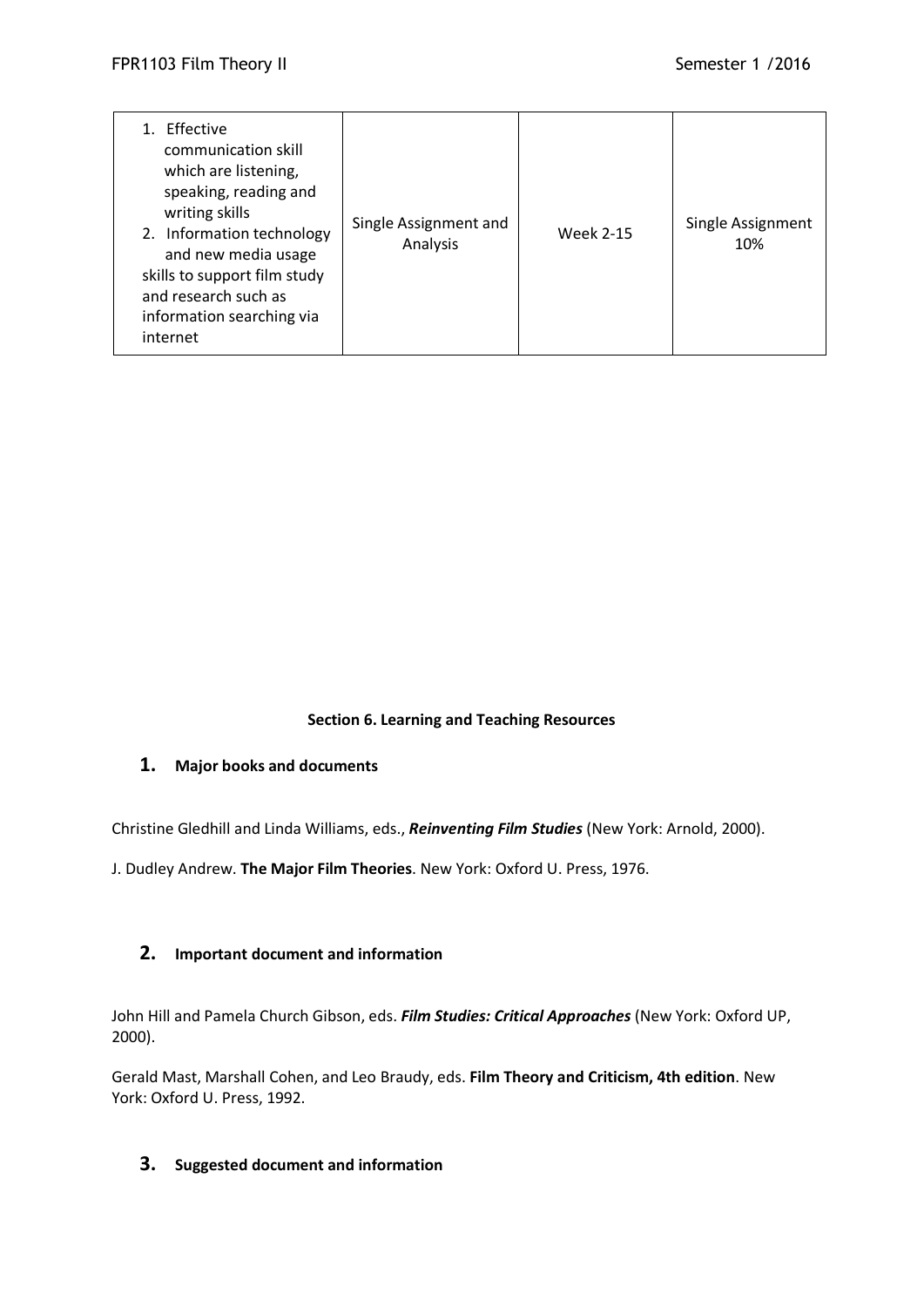| 1. Effective communication skill which are listening, speaking, reading and writing skills<br>2. Information technology and new media usage skills to support film study and research such as information searching via internet | Single Assignment and Analysis | Week 2-15 | Single Assignment 10% |
|---|---|---|---|

**Section 6. Learning and Teaching Resources**

## 1. Major books and documents

Christine Gledhill and Linda Williams, eds., ***Reinventing Film Studies*** (New York: Arnold, 2000).

J. Dudley Andrew. **The Major Film Theories**. New York: Oxford U. Press, 1976.

## 2. Important document and information

John Hill and Pamela Church Gibson, eds. ***Film Studies: Critical Approaches*** (New York: Oxford UP, 2000).

Gerald Mast, Marshall Cohen, and Leo Braudy, eds. **Film Theory and Criticism, 4th edition**. New York: Oxford U. Press, 1992.

## 3. Suggested document and information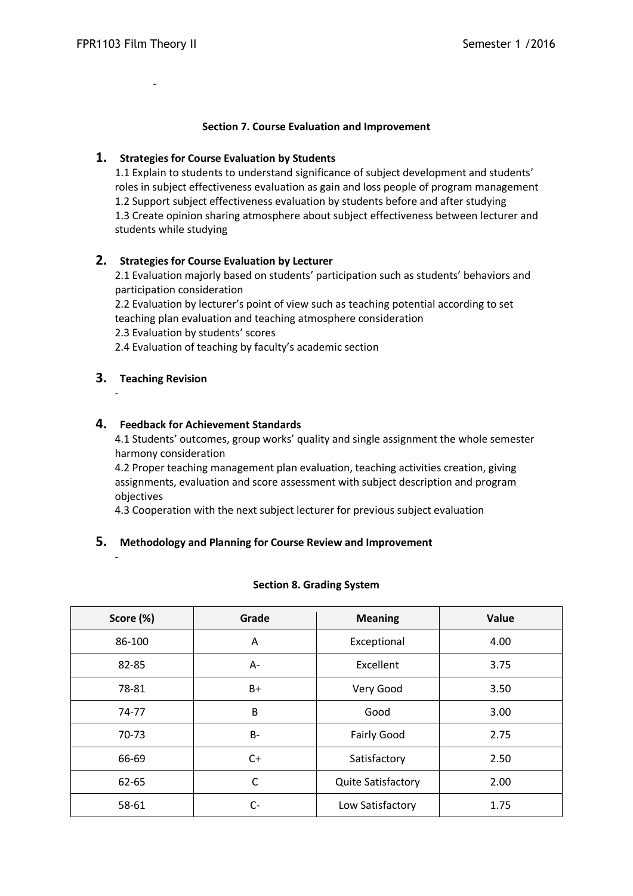-

**Section 7. Course Evaluation and Improvement**

**1. Strategies for Course Evaluation by Students**

1.1 Explain to students to understand significance of subject development and students' roles in subject effectiveness evaluation as gain and loss people of program management
1.2 Support subject effectiveness evaluation by students before and after studying
1.3 Create opinion sharing atmosphere about subject effectiveness between lecturer and students while studying

**2. Strategies for Course Evaluation by Lecturer**

2.1 Evaluation majorly based on students' participation such as students' behaviors and participation consideration
2.2 Evaluation by lecturer's point of view such as teaching potential according to set teaching plan evaluation and teaching atmosphere consideration
2.3 Evaluation by students' scores
2.4 Evaluation of teaching by faculty's academic section

**3. Teaching Revision**

-

**4. Feedback for Achievement Standards**

4.1 Students' outcomes, group works' quality and single assignment the whole semester harmony consideration
4.2 Proper teaching management plan evaluation, teaching activities creation, giving assignments, evaluation and score assessment with subject description and program objectives
4.3 Cooperation with the next subject lecturer for previous subject evaluation

**5. Methodology and Planning for Course Review and Improvement**

-

**Section 8. Grading System**

| Score (%) | Grade | Meaning | Value |
|---|---|---|---|
| 86-100 | A | Exceptional | 4.00 |
| 82-85 | A- | Excellent | 3.75 |
| 78-81 | B+ | Very Good | 3.50 |
| 74-77 | B | Good | 3.00 |
| 70-73 | B- | Fairly Good | 2.75 |
| 66-69 | C+ | Satisfactory | 2.50 |
| 62-65 | C | Quite Satisfactory | 2.00 |
| 58-61 | C- | Low Satisfactory | 1.75 |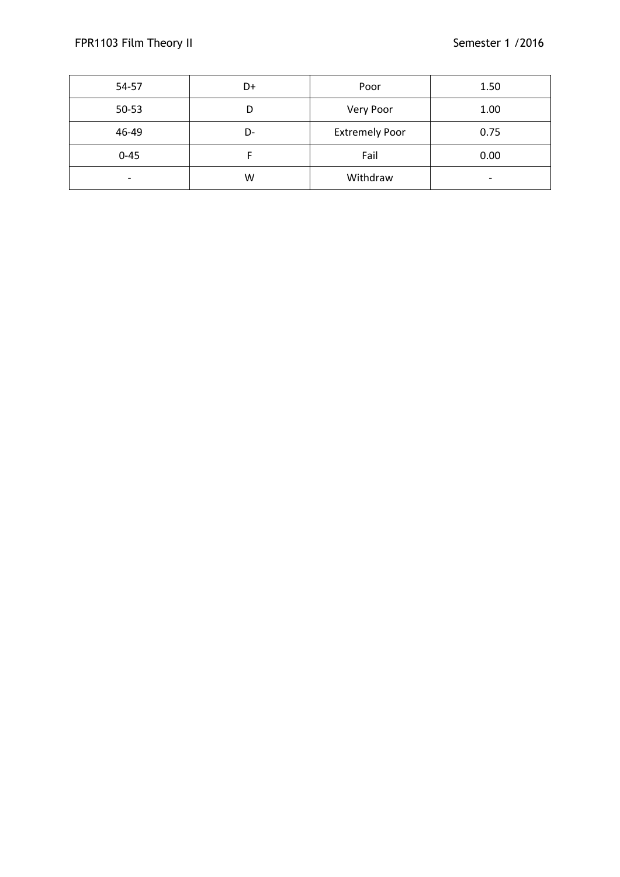| | | | |
|---|---|---|---|
| 54-57 | D+ | Poor | 1.50 |
| 50-53 | D | Very Poor | 1.00 |
| 46-49 | D- | Extremely Poor | 0.75 |
| 0-45 | F | Fail | 0.00 |
| - | W | Withdraw | - |